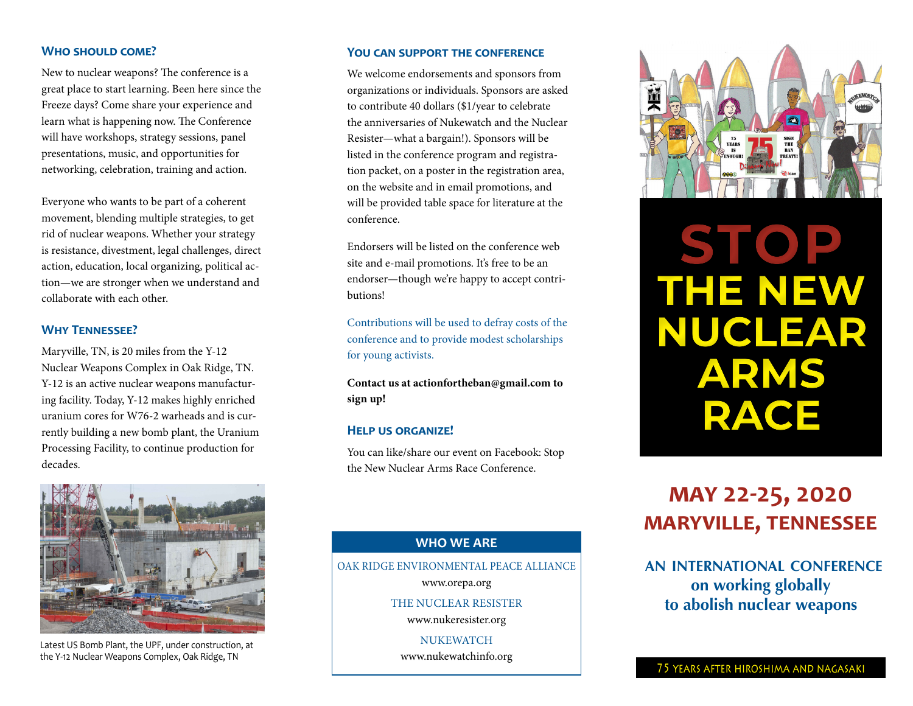## Who should come?

New to nuclear weapons? The conference is a great place to start learning. Been here since the Freeze days? Come share your experience and learn what is happening now. The Conference will have workshops, strategy sessions, panel presentations, music, and opportunities for networking, celebration, training and action.

Everyone who wants to be part of a coherent movement, blending multiple strategies, to get rid of nuclear weapons. Whether your strategy is resistance, divestment, legal challenges, direct action, education, local organizing, political action—we are stronger when we understand and collaborate with each other.

## Why Tennessee?

Maryville, TN, is 20 miles from the Y-12 Nuclear Weapons Complex in Oak Ridge, TN. Y-12 is an active nuclear weapons manufacturing facility. Today, Y-12 makes highly enriched uranium cores for W76-2 warheads and is currently building a new bomb plant, the Uranium Processing Facility, to continue production for decades.

Latest US Bomb Plant, the UPF, under construction, at the Y-12 Nuclear Weapons Complex, Oak Ridge, TN

## You can support the conference

We welcome endorsements and sponsors from organizations or individuals. Sponsors are asked to contribute 40 dollars ($1/year to celebrate the anniversaries of Nukewatch and the Nuclear Resister—what a bargain!). Sponsors will be listed in the conference program and registration packet, on a poster in the registration area, on the website and in email promotions, and will be provided table space for literature at the conference.

Endorsers will be listed on the conference web site and e-mail promotions. It's free to be an endorser—though we're happy to accept contributions!

Contributions will be used to defray costs of the conference and to provide modest scholarships for young activists.

**Contact us at actionfortheban@gmail.com to sign up!**

## Help us organize!

You can like/share our event on Facebook: Stop the New Nuclear Arms Race Conference.

### WHO WE ARE

OAK RIDGE ENVIRONMENTAL PEACE ALLIANCE
www.orepa.org

THE NUCLEAR RESISTER
www.nukeresister.org

NUKEWATCH
www.nukewatchinfo.org

# STOP THE NEW NUCLEAR ARMS RACE

## MAY 22-25, 2020
## MARYVILLE, TENNESSEE

**AN INTERNATIONAL CONFERENCE**
**on working globally**
**to abolish nuclear weapons**

75 YEARS AFTER HIROSHIMA AND NAGASAKI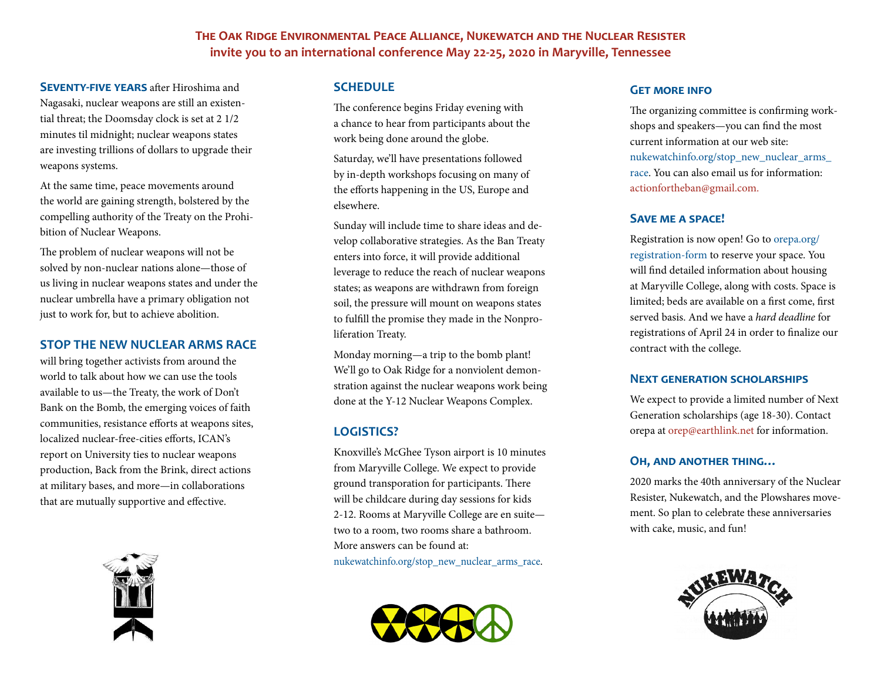**The Oak Ridge Environmental Peace Alliance, Nukewatch and the Nuclear Resister invite you to an international conference May 22-25, 2020 in Maryville, Tennessee**

**Seventy-five years** after Hiroshima and Nagasaki, nuclear weapons are still an existential threat; the Doomsday clock is set at 2 1/2 minutes til midnight; nuclear weapons states are investing trillions of dollars to upgrade their weapons systems.

At the same time, peace movements around the world are gaining strength, bolstered by the compelling authority of the Treaty on the Prohibition of Nuclear Weapons.

The problem of nuclear weapons will not be solved by non-nuclear nations alone—those of us living in nuclear weapons states and under the nuclear umbrella have a primary obligation not just to work for, but to achieve abolition.

## STOP THE NEW NUCLEAR ARMS RACE

will bring together activists from around the world to talk about how we can use the tools available to us—the Treaty, the work of Don't Bank on the Bomb, the emerging voices of faith communities, resistance efforts at weapons sites, localized nuclear-free-cities efforts, ICAN's report on University ties to nuclear weapons production, Back from the Brink, direct actions at military bases, and more—in collaborations that are mutually supportive and effective.

## SCHEDULE

The conference begins Friday evening with a chance to hear from participants about the work being done around the globe.

Saturday, we'll have presentations followed by in-depth workshops focusing on many of the efforts happening in the US, Europe and elsewhere.

Sunday will include time to share ideas and develop collaborative strategies. As the Ban Treaty enters into force, it will provide additional leverage to reduce the reach of nuclear weapons states; as weapons are withdrawn from foreign soil, the pressure will mount on weapons states to fulfill the promise they made in the Nonproliferation Treaty.

Monday morning—a trip to the bomb plant! We'll go to Oak Ridge for a nonviolent demonstration against the nuclear weapons work being done at the Y-12 Nuclear Weapons Complex.

## LOGISTICS?

Knoxville's McGhee Tyson airport is 10 minutes from Maryville College. We expect to provide ground transporation for participants. There will be childcare during day sessions for kids 2-12. Rooms at Maryville College are en suite—two to a room, two rooms share a bathroom. More answers can be found at: nukewatchinfo.org/stop_new_nuclear_arms_race.

## Get more info

The organizing committee is confirming workshops and speakers—you can find the most current information at our web site: nukewatchinfo.org/stop_new_nuclear_arms_race. You can also email us for information: actionfortheban@gmail.com.

## Save me a space!

Registration is now open! Go to orepa.org/registration-form to reserve your space. You will find detailed information about housing at Maryville College, along with costs. Space is limited; beds are available on a first come, first served basis. And we have a *hard deadline* for registrations of April 24 in order to finalize our contract with the college.

## Next generation scholarships

We expect to provide a limited number of Next Generation scholarships (age 18-30). Contact orepa at orep@earthlink.net for information.

## Oh, and another thing...

2020 marks the 40th anniversary of the Nuclear Resister, Nukewatch, and the Plowshares movement. So plan to celebrate these anniversaries with cake, music, and fun!